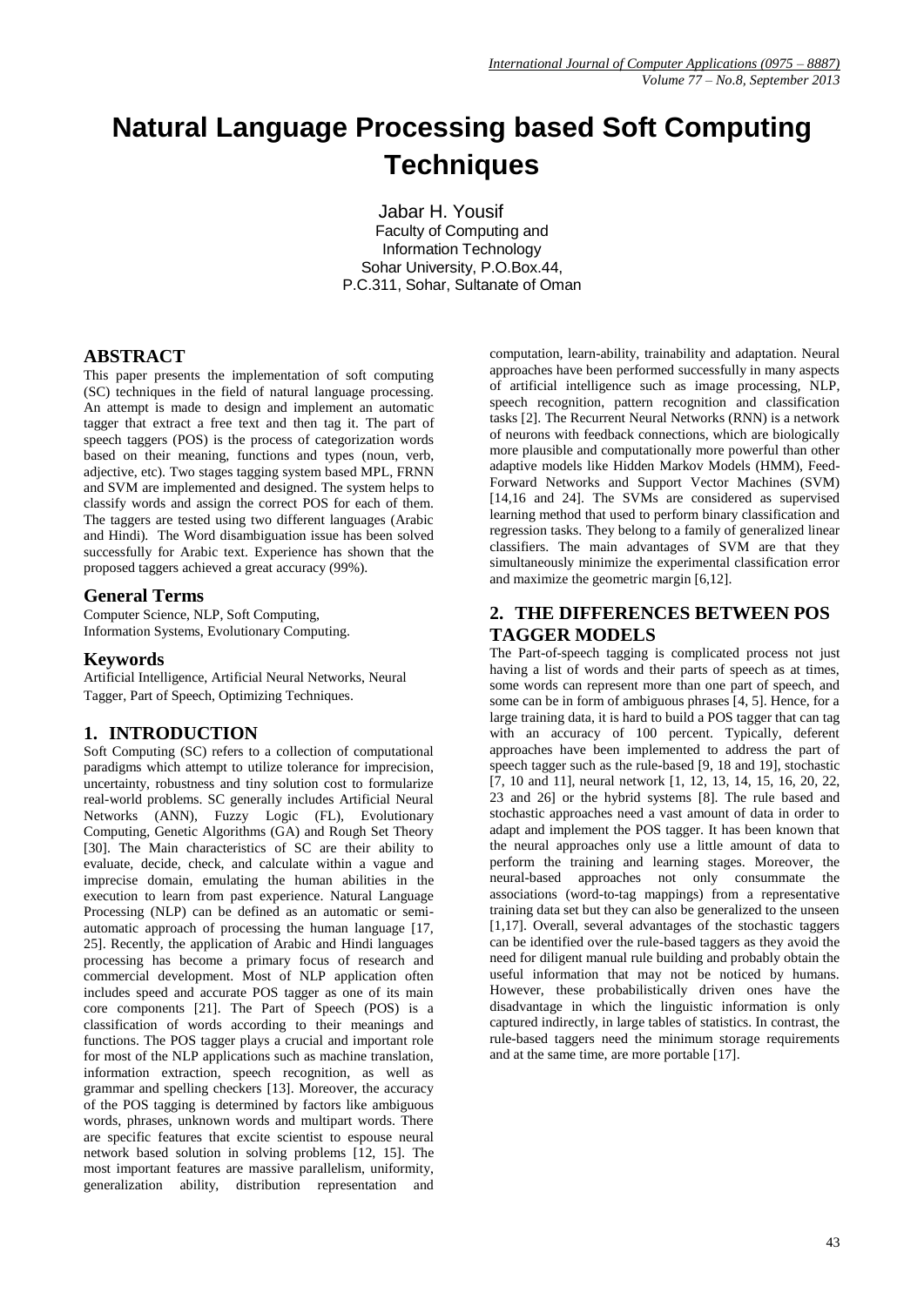# Natural Language Processing based Soft Computing Techniques

Jabar H. Yousif
Faculty of Computing and Information Technology
Sohar University, P.O.Box.44,
P.C.311, Sohar, Sultanate of Oman

## ABSTRACT

This paper presents the implementation of soft computing (SC) techniques in the field of natural language processing. An attempt is made to design and implement an automatic tagger that extract a free text and then tag it. The part of speech taggers (POS) is the process of categorization words based on their meaning, functions and types (noun, verb, adjective, etc). Two stages tagging system based MPL, FRNN and SVM are implemented and designed. The system helps to classify words and assign the correct POS for each of them. The taggers are tested using two different languages (Arabic and Hindi). The Word disambiguation issue has been solved successfully for Arabic text. Experience has shown that the proposed taggers achieved a great accuracy (99%).

### General Terms

Computer Science, NLP, Soft Computing, Information Systems, Evolutionary Computing.

### Keywords

Artificial Intelligence, Artificial Neural Networks, Neural Tagger, Part of Speech, Optimizing Techniques.

## 1. INTRODUCTION

Soft Computing (SC) refers to a collection of computational paradigms which attempt to utilize tolerance for imprecision, uncertainty, robustness and tiny solution cost to formularize real-world problems. SC generally includes Artificial Neural Networks (ANN), Fuzzy Logic (FL), Evolutionary Computing, Genetic Algorithms (GA) and Rough Set Theory [30]. The Main characteristics of SC are their ability to evaluate, decide, check, and calculate within a vague and imprecise domain, emulating the human abilities in the execution to learn from past experience. Natural Language Processing (NLP) can be defined as an automatic or semi-automatic approach of processing the human language [17, 25]. Recently, the application of Arabic and Hindi languages processing has become a primary focus of research and commercial development. Most of NLP application often includes speed and accurate POS tagger as one of its main core components [21]. The Part of Speech (POS) is a classification of words according to their meanings and functions. The POS tagger plays a crucial and important role for most of the NLP applications such as machine translation, information extraction, speech recognition, as well as grammar and spelling checkers [13]. Moreover, the accuracy of the POS tagging is determined by factors like ambiguous words, phrases, unknown words and multipart words. There are specific features that excite scientist to espouse neural network based solution in solving problems [12, 15]. The most important features are massive parallelism, uniformity, generalization ability, distribution representation and computation, learn-ability, trainability and adaptation. Neural approaches have been performed successfully in many aspects of artificial intelligence such as image processing, NLP, speech recognition, pattern recognition and classification tasks [2]. The Recurrent Neural Networks (RNN) is a network of neurons with feedback connections, which are biologically more plausible and computationally more powerful than other adaptive models like Hidden Markov Models (HMM), Feed-Forward Networks and Support Vector Machines (SVM) [14,16 and 24]. The SVMs are considered as supervised learning method that used to perform binary classification and regression tasks. They belong to a family of generalized linear classifiers. The main advantages of SVM are that they simultaneously minimize the experimental classification error and maximize the geometric margin [6,12].

## 2. THE DIFFERENCES BETWEEN POS TAGGER MODELS

The Part-of-speech tagging is complicated process not just having a list of words and their parts of speech as at times, some words can represent more than one part of speech, and some can be in form of ambiguous phrases [4, 5]. Hence, for a large training data, it is hard to build a POS tagger that can tag with an accuracy of 100 percent. Typically, deferent approaches have been implemented to address the part of speech tagger such as the rule-based [9, 18 and 19], stochastic [7, 10 and 11], neural network [1, 12, 13, 14, 15, 16, 20, 22, 23 and 26] or the hybrid systems [8]. The rule based and stochastic approaches need a vast amount of data in order to adapt and implement the POS tagger. It has been known that the neural approaches only use a little amount of data to perform the training and learning stages. Moreover, the neural-based approaches not only consummate the associations (word-to-tag mappings) from a representative training data set but they can also be generalized to the unseen [1,17]. Overall, several advantages of the stochastic taggers can be identified over the rule-based taggers as they avoid the need for laborious manual rule building and probably obtain the useful information that may not be noticed by humans. However, these probabilistically driven ones have the disadvantage in which the linguistic information is only captured indirectly, in large tables of statistics. In contrast, the rule-based taggers need the minimum storage requirements and at the same time, are more portable [17].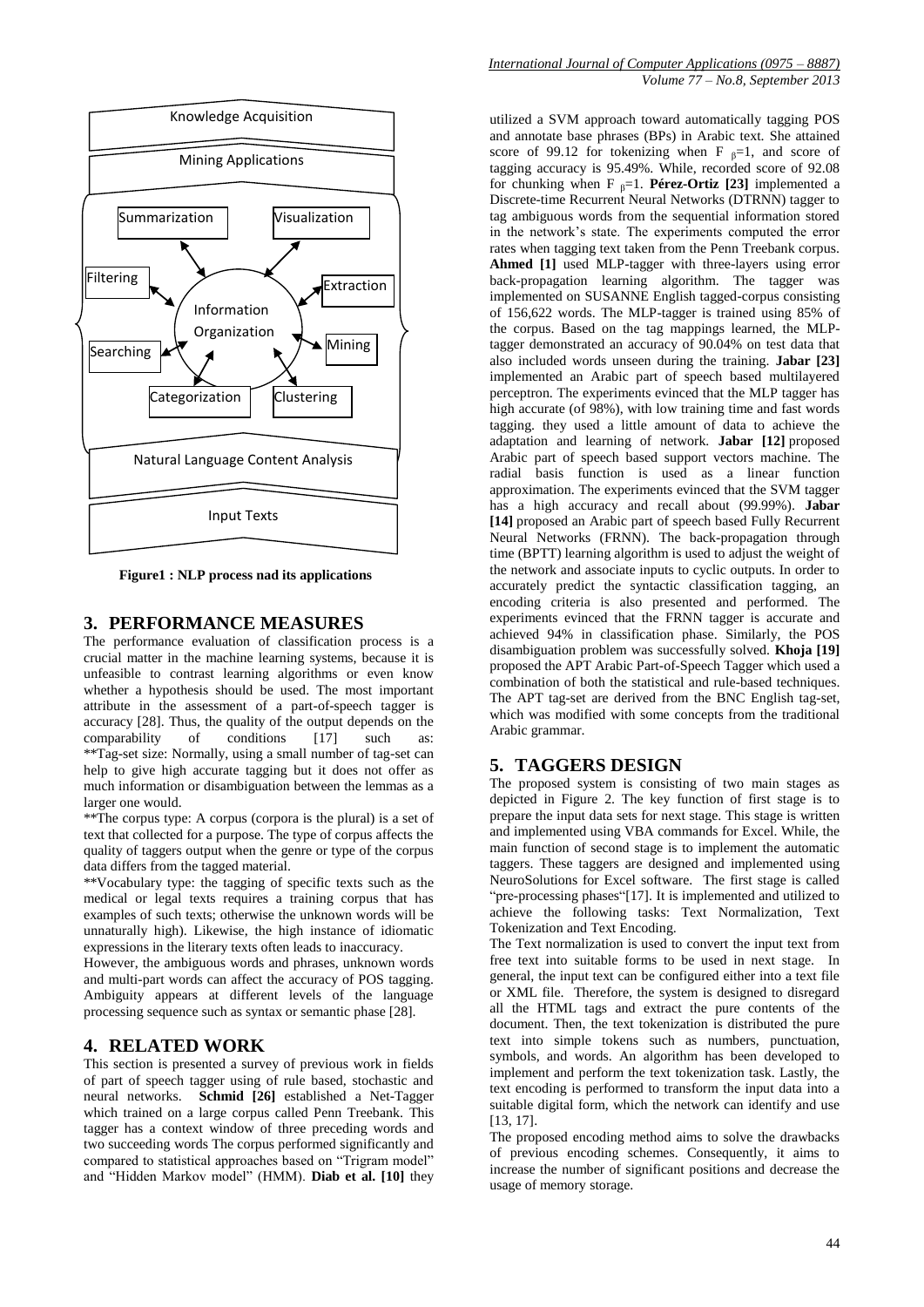Knowledge Acquisition

Mining Applications

Summarization, Visualization, Filtering, Extraction, Information Organization, Searching, Mining, Categorization, Clustering

Natural Language Content Analysis

Input Texts

**Figure1 : NLP process nad its applications**

## 3. PERFORMANCE MEASURES

The performance evaluation of classification process is a crucial matter in the machine learning systems, because it is unfeasible to contrast learning algorithms or even know whether a hypothesis should be used. The most important attribute in the assessment of a part-of-speech tagger is accuracy [28]. Thus, the quality of the output depends on the comparability of conditions [17] such as:

**Tag-set size: Normally, using a small number of tag-set can help to give high accurate tagging but it does not offer as much information or disambiguation between the lemmas as a larger one would.

**The corpus type: A corpus (corpora is the plural) is a set of text that collected for a purpose. The type of corpus affects the quality of taggers output when the genre or type of the corpus data differs from the tagged material.

**Vocabulary type: the tagging of specific texts such as the medical or legal texts requires a training corpus that has examples of such texts; otherwise the unknown words will be unnaturally high). Likewise, the high instance of idiomatic expressions in the literary texts often leads to inaccuracy.

However, the ambiguous words and phrases, unknown words and multi-part words can affect the accuracy of POS tagging. Ambiguity appears at different levels of the language processing sequence such as syntax or semantic phase [28].

## 4. RELATED WORK

This section is presented a survey of previous work in fields of part of speech tagger using of rule based, stochastic and neural networks. **Schmid [26]** established a Net-Tagger which trained on a large corpus called Penn Treebank. This tagger has a context window of three preceding words and two succeeding words The corpus performed significantly and compared to statistical approaches based on "Trigram model" and "Hidden Markov model" (HMM). **Diab et al. [10]** they utilized a SVM approach toward automatically tagging POS and annotate base phrases (BPs) in Arabic text. She attained score of 99.12 for tokenizing when $F_{\beta}=1$, and score of tagging accuracy is 95.49%. While, recorded score of 92.08 for chunking when $F_{\beta}=1$. **Pérez-Ortiz [23]** implemented a Discrete-time Recurrent Neural Networks (DTRNN) tagger to tag ambiguous words from the sequential information stored in the network's state. The experiments computed the error rates when tagging text taken from the Penn Treebank corpus. **Ahmed [1]** used MLP-tagger with three-layers using error back-propagation learning algorithm. The tagger was implemented on SUSANNE English tagged-corpus consisting of 156,622 words. The MLP-tagger is trained using 85% of the corpus. Based on the tag mappings learned, the MLP-tagger demonstrated an accuracy of 90.04% on test data that also included words unseen during the training. **Jabar [23]** implemented an Arabic part of speech based multilayered perceptron. The experiments evinced that the MLP tagger has high accurate (of 98%), with low training time and fast words tagging. they used a little amount of data to achieve the adaptation and learning of network. **Jabar [12]** proposed Arabic part of speech based support vectors machine. The radial basis function is used as a linear function approximation. The experiments evinced that the SVM tagger has a high accuracy and recall about (99.99%). **Jabar [14]** proposed an Arabic part of speech based Fully Recurrent Neural Networks (FRNN). The back-propagation through time (BPTT) learning algorithm is used to adjust the weight of the network and associate inputs to cyclic outputs. In order to accurately predict the syntactic classification tagging, an encoding criteria is also presented and performed. The experiments evinced that the FRNN tagger is accurate and achieved 94% in classification phase. Similarly, the POS disambiguation problem was successfully solved. **Khoja [19]** proposed the APT Arabic Part-of-Speech Tagger which used a combination of both the statistical and rule-based techniques. The APT tag-set are derived from the BNC English tag-set, which was modified with some concepts from the traditional Arabic grammar.

## 5. TAGGERS DESIGN

The proposed system is consisting of two main stages as depicted in Figure 2. The key function of first stage is to prepare the input data sets for next stage. This stage is written and implemented using VBA commands for Excel. While, the main function of second stage is to implement the automatic taggers. These taggers are designed and implemented using NeuroSolutions for Excel software. The first stage is called "pre-processing phases"[17]. It is implemented and utilized to achieve the following tasks: Text Normalization, Text Tokenization and Text Encoding.

The Text normalization is used to convert the input text from free text into suitable forms to be used in next stage. In general, the input text can be configured either into a text file or XML file. Therefore, the system is designed to disregard all the HTML tags and extract the pure contents of the document. Then, the text tokenization is distributed the pure text into simple tokens such as numbers, punctuation, symbols, and words. An algorithm has been developed to implement and perform the text tokenization task. Lastly, the text encoding is performed to transform the input data into a suitable digital form, which the network can identify and use [13, 17].

The proposed encoding method aims to solve the drawbacks of previous encoding schemes. Consequently, it aims to increase the number of significant positions and decrease the usage of memory storage.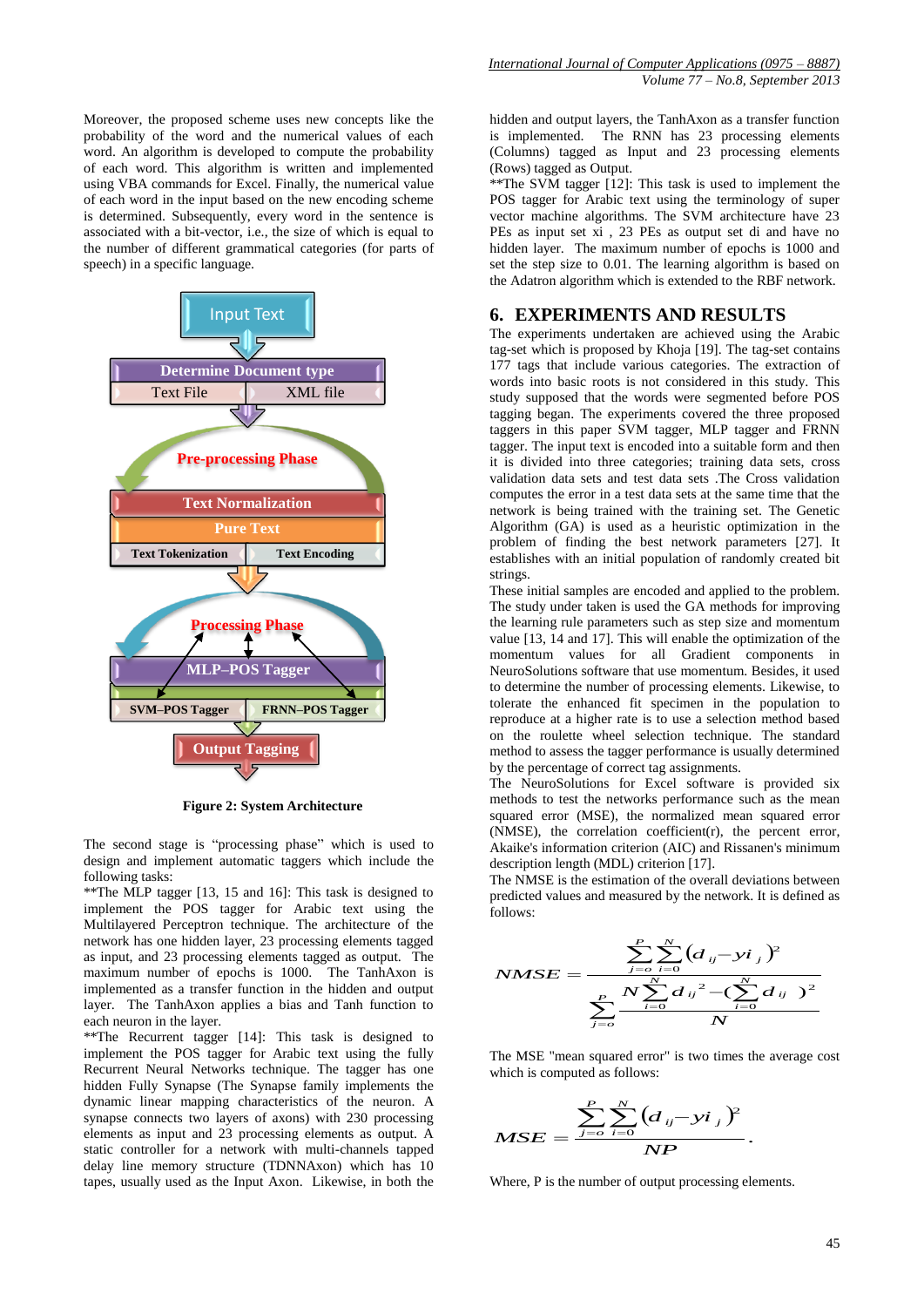Moreover, the proposed scheme uses new concepts like the probability of the word and the numerical values of each word. An algorithm is developed to compute the probability of each word. This algorithm is written and implemented using VBA commands for Excel. Finally, the numerical value of each word in the input based on the new encoding scheme is determined. Subsequently, every word in the sentence is associated with a bit-vector, i.e., the size of which is equal to the number of different grammatical categories (for parts of speech) in a specific language.

Input Text

Determine Document type

Text File | XML file

Pre-processing Phase

Text Normalization

Pure Text

Text Tokenization | Text Encoding

Processing Phase

MLP–POS Tagger

SVM–POS Tagger | FRNN–POS Tagger

Output Tagging

**Figure 2: System Architecture**

The second stage is "processing phase" which is used to design and implement automatic taggers which include the following tasks:

**The MLP tagger [13, 15 and 16]: This task is designed to implement the POS tagger for Arabic text using the Multilayered Perceptron technique. The architecture of the network has one hidden layer, 23 processing elements tagged as input, and 23 processing elements tagged as output. The maximum number of epochs is 1000. The TanhAxon is implemented as a transfer function in the hidden and output layer. The TanhAxon applies a bias and Tanh function to each neuron in the layer.

**The Recurrent tagger [14]: This task is designed to implement the POS tagger for Arabic text using the fully Recurrent Neural Networks technique. The tagger has one hidden Fully Synapse (The Synapse family implements the dynamic linear mapping characteristics of the neuron. A synapse connects two layers of axons) with 230 processing elements as input and 23 processing elements as output. A static controller for a network with multi-channels tapped delay line memory structure (TDNNAxon) which has 10 tapes, usually used as the Input Axon. Likewise, in both the hidden and output layers, the TanhAxon as a transfer function is implemented. The RNN has 23 processing elements (Columns) tagged as Input and 23 processing elements (Rows) tagged as Output.

**The SVM tagger [12]: This task is used to implement the POS tagger for Arabic text using the terminology of super vector machine algorithms. The SVM architecture have 23 PEs as input set xi , 23 PEs as output set di and have no hidden layer. The maximum number of epochs is 1000 and set the step size to 0.01. The learning algorithm is based on the Adatron algorithm which is extended to the RBF network.

## 6. EXPERIMENTS AND RESULTS

The experiments undertaken are achieved using the Arabic tag-set which is proposed by Khoja [19]. The tag-set contains 177 tags that include various categories. The extraction of words into basic roots is not considered in this study. This study supposed that the words were segmented before POS tagging began. The experiments covered the three proposed taggers in this paper SVM tagger, MLP tagger and FRNN tagger. The input text is encoded into a suitable form and then it is divided into three categories; training data sets, cross validation data sets and test data sets .The Cross validation computes the error in a test data sets at the same time that the network is being trained with the training set. The Genetic Algorithm (GA) is used as a heuristic optimization in the problem of finding the best network parameters [27]. It establishes with an initial population of randomly created bit strings.

These initial samples are encoded and applied to the problem. The study under taken is used the GA methods for improving the learning rule parameters such as step size and momentum value [13, 14 and 17]. This will enable the optimization of the momentum values for all Gradient components in NeuroSolutions software that use momentum. Besides, it used to determine the number of processing elements. Likewise, to tolerate the enhanced fit specimen in the population to reproduce at a higher rate is to use a selection method based on the roulette wheel selection technique. The standard method to assess the tagger performance is usually determined by the percentage of correct tag assignments.

The NeuroSolutions for Excel software is provided six methods to test the networks performance such as the mean squared error (MSE), the normalized mean squared error (NMSE), the correlation coefficient(r), the percent error, Akaike's information criterion (AIC) and Rissanen's minimum description length (MDL) criterion [17].

The NMSE is the estimation of the overall deviations between predicted values and measured by the network. It is defined as follows:

$$NMSE = \frac{\sum_{j=o}^{P}\sum_{i=0}^{N}(d_{ij}-yi_{j})^2}{\sum_{j=o}^{P}\frac{N\sum_{i=0}^{N}d_{ij}^{2}-(\sum_{i=0}^{N}d_{ij})^2}{N}}$$

The MSE "mean squared error" is two times the average cost which is computed as follows:

$$MSE = \frac{\sum_{j=o}^{P}\sum_{i=0}^{N}(d_{ij}-yi_{j})^2}{NP}.$$

Where, P is the number of output processing elements.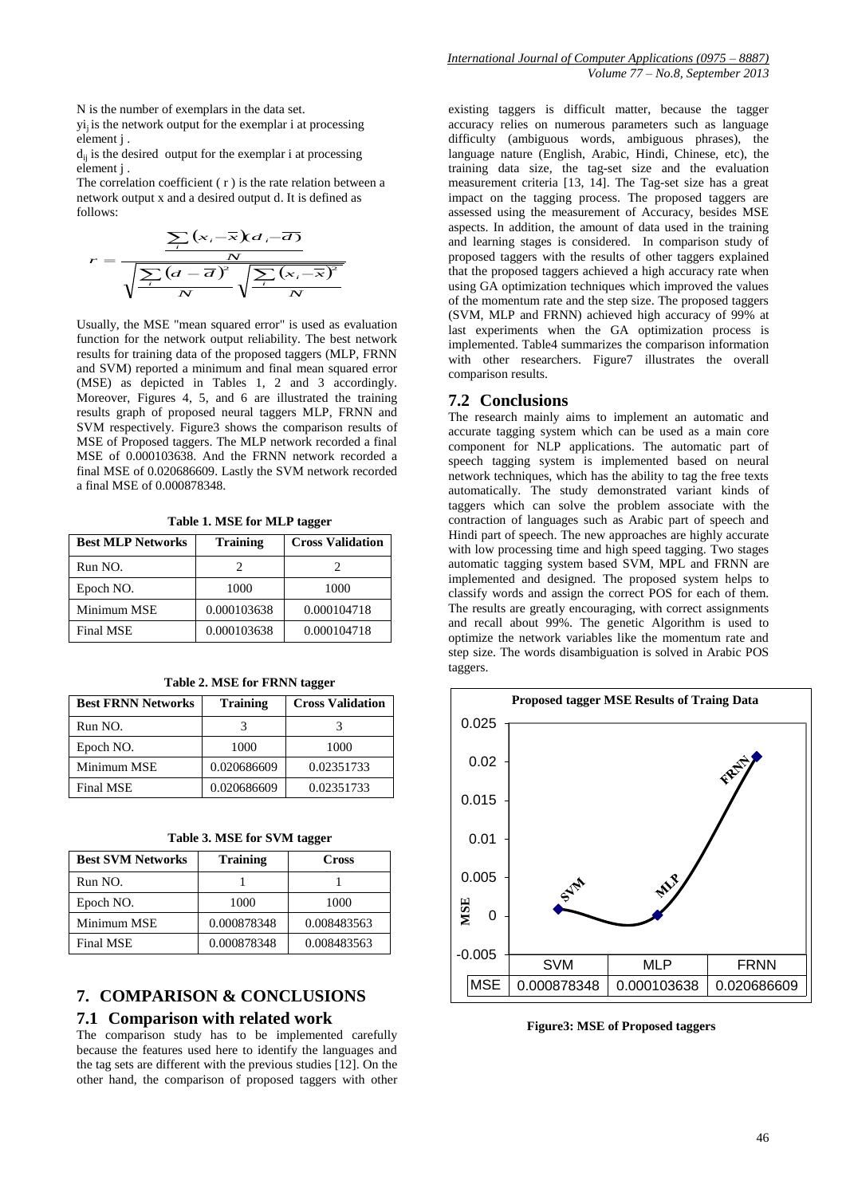N is the number of exemplars in the data set.

$y_{ij}$ is the network output for the exemplar i at processing element j .

$d_{ij}$ is the desired output for the exemplar i at processing element j .

The correlation coefficient ( r ) is the rate relation between a network output x and a desired output d. It is defined as follows:

$$r = \frac{\frac{\sum_i (x_i - \bar{x})(d_i - \bar{d})}{N}}{\sqrt{\frac{\sum_i (d - \bar{d})^2}{N}}\sqrt{\frac{\sum_i (x_i - \bar{x})^2}{N}}}$$

Usually, the MSE "mean squared error" is used as evaluation function for the network output reliability. The best network results for training data of the proposed taggers (MLP, FRNN and SVM) reported a minimum and final mean squared error (MSE) as depicted in Tables 1, 2 and 3 accordingly. Moreover, Figures 4, 5, and 6 are illustrated the training results graph of proposed neural taggers MLP, FRNN and SVM respectively. Figure3 shows the comparison results of MSE of Proposed taggers. The MLP network recorded a final MSE of 0.000103638. And the FRNN network recorded a final MSE of 0.020686609. Lastly the SVM network recorded a final MSE of 0.000878348.

**Table 1. MSE for MLP tagger**

| Best MLP Networks | Training | Cross Validation |
|---|---|---|
| Run NO. | 2 | 2 |
| Epoch NO. | 1000 | 1000 |
| Minimum MSE | 0.000103638 | 0.000104718 |
| Final MSE | 0.000103638 | 0.000104718 |

**Table 2. MSE for FRNN tagger**

| Best FRNN Networks | Training | Cross Validation |
|---|---|---|
| Run NO. | 3 | 3 |
| Epoch NO. | 1000 | 1000 |
| Minimum MSE | 0.020686609 | 0.02351733 |
| Final MSE | 0.020686609 | 0.02351733 |

**Table 3. MSE for SVM tagger**

| Best SVM Networks | Training | Cross |
|---|---|---|
| Run NO. | 1 | 1 |
| Epoch NO. | 1000 | 1000 |
| Minimum MSE | 0.000878348 | 0.008483563 |
| Final MSE | 0.000878348 | 0.008483563 |

# 7. COMPARISON & CONCLUSIONS

## 7.1 Comparison with related work

The comparison study has to be implemented carefully because the features used here to identify the languages and the tag sets are different with the previous studies [12]. On the other hand, the comparison of proposed taggers with other existing taggers is difficult matter, because the tagger accuracy relies on numerous parameters such as language difficulty (ambiguous words, ambiguous phrases), the language nature (English, Arabic, Hindi, Chinese, etc), the training data size, the tag-set size and the evaluation measurement criteria [13, 14]. The Tag-set size has a great impact on the tagging process. The proposed taggers are assessed using the measurement of Accuracy, besides MSE aspects. In addition, the amount of data used in the training and learning stages is considered. In comparison study of proposed taggers with the results of other taggers explained that the proposed taggers achieved a high accuracy rate when using GA optimization techniques which improved the values of the momentum rate and the step size. The proposed taggers (SVM, MLP and FRNN) achieved high accuracy of 99% at last experiments when the GA optimization process is implemented. Table4 summarizes the comparison information with other researchers. Figure7 illustrates the overall comparison results.

## 7.2 Conclusions

The research mainly aims to implement an automatic and accurate tagging system which can be used as a main core component for NLP applications. The automatic part of speech tagging system is implemented based on neural network techniques, which has the ability to tag the free texts automatically. The study demonstrated variant kinds of taggers which can solve the problem associate with the contraction of languages such as Arabic part of speech and Hindi part of speech. The new approaches are highly accurate with low processing time and high speed tagging. Two stages automatic tagging system based SVM, MPL and FRNN are implemented and designed. The proposed system helps to classify words and assign the correct POS for each of them. The results are greatly encouraging, with correct assignments and recall about 99%. The genetic Algorithm is used to optimize the network variables like the momentum rate and step size. The words disambiguation is solved in Arabic POS taggers.

**Proposed tagger MSE Results of Traing Data**

| | SVM | MLP | FRNN |
|---|---|---|---|
| MSE | 0.000878348 | 0.000103638 | 0.020686609 |

**Figure3: MSE of Proposed taggers**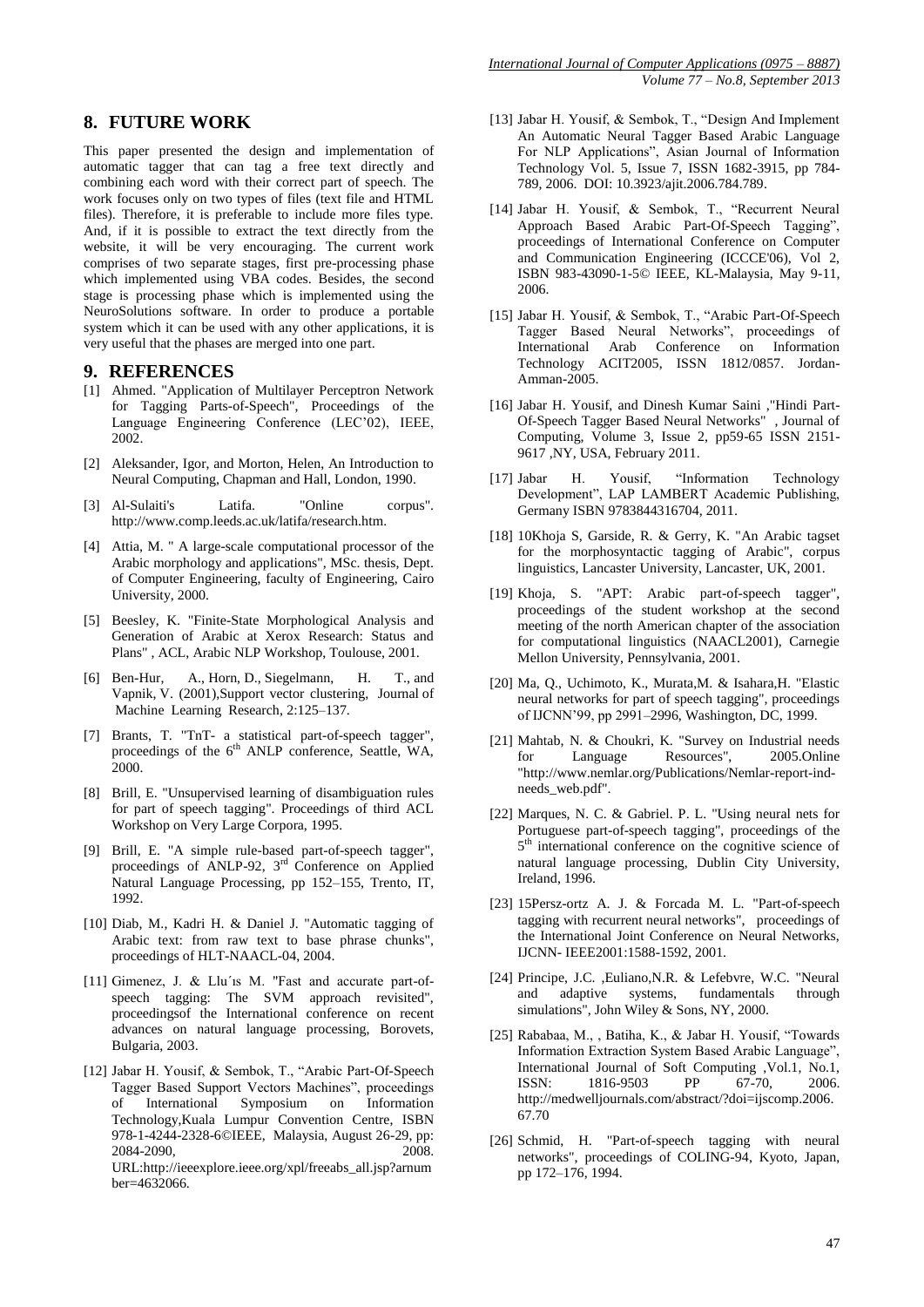## 8. FUTURE WORK

This paper presented the design and implementation of automatic tagger that can tag a free text directly and combining each word with their correct part of speech. The work focuses only on two types of files (text file and HTML files). Therefore, it is preferable to include more files type. And, if it is possible to extract the text directly from the website, it will be very encouraging. The current work comprises of two separate stages, first pre-processing phase which implemented using VBA codes. Besides, the second stage is processing phase which is implemented using the NeuroSolutions software. In order to produce a portable system which it can be used with any other applications, it is very useful that the phases are merged into one part.

## 9. REFERENCES

[1] Ahmed. "Application of Multilayer Perceptron Network for Tagging Parts-of-Speech", Proceedings of the Language Engineering Conference (LEC'02), IEEE, 2002.

[2] Aleksander, Igor, and Morton, Helen, An Introduction to Neural Computing, Chapman and Hall, London, 1990.

[3] Al-Sulaiti's Latifa. "Online corpus". http://www.comp.leeds.ac.uk/latifa/research.htm.

[4] Attia, M. " A large-scale computational processor of the Arabic morphology and applications", MSc. thesis, Dept. of Computer Engineering, faculty of Engineering, Cairo University, 2000.

[5] Beesley, K. "Finite-State Morphological Analysis and Generation of Arabic at Xerox Research: Status and Plans" , ACL, Arabic NLP Workshop, Toulouse, 2001.

[6] Ben-Hur, A., Horn, D., Siegelmann, H. T., and Vapnik, V. (2001),Support vector clustering, Journal of Machine Learning Research, 2:125–137.

[7] Brants, T. "TnT- a statistical part-of-speech tagger", proceedings of the 6th ANLP conference, Seattle, WA, 2000.

[8] Brill, E. "Unsupervised learning of disambiguation rules for part of speech tagging". Proceedings of third ACL Workshop on Very Large Corpora, 1995.

[9] Brill, E. "A simple rule-based part-of-speech tagger", proceedings of ANLP-92, 3rd Conference on Applied Natural Language Processing, pp 152–155, Trento, IT, 1992.

[10] Diab, M., Kadri H. & Daniel J. "Automatic tagging of Arabic text: from raw text to base phrase chunks", proceedings of HLT-NAACL-04, 2004.

[11] Gimenez, J. & Llu´ıs M. "Fast and accurate part-of-speech tagging: The SVM approach revisited", proceedingsof the International conference on recent advances on natural language processing, Borovets, Bulgaria, 2003.

[12] Jabar H. Yousif, & Sembok, T., "Arabic Part-Of-Speech Tagger Based Support Vectors Machines", proceedings of International Symposium on Information Technology,Kuala Lumpur Convention Centre, ISBN 978-1-4244-2328-6©IEEE, Malaysia, August 26-29, pp: 2084-2090, 2008. URL:http://ieeexplore.ieee.org/xpl/freeabs_all.jsp?arnumber=4632066.

[13] Jabar H. Yousif, & Sembok, T., "Design And Implement An Automatic Neural Tagger Based Arabic Language For NLP Applications", Asian Journal of Information Technology Vol. 5, Issue 7, ISSN 1682-3915, pp 784-789, 2006. DOI: 10.3923/ajit.2006.784.789.

[14] Jabar H. Yousif, & Sembok, T., "Recurrent Neural Approach Based Arabic Part-Of-Speech Tagging", proceedings of International Conference on Computer and Communication Engineering (ICCCE'06), Vol 2, ISBN 983-43090-1-5© IEEE, KL-Malaysia, May 9-11, 2006.

[15] Jabar H. Yousif, & Sembok, T., "Arabic Part-Of-Speech Tagger Based Neural Networks", proceedings of International Arab Conference on Information Technology ACIT2005, ISSN 1812/0857. Jordan-Amman-2005.

[16] Jabar H. Yousif, and Dinesh Kumar Saini ,"Hindi Part-Of-Speech Tagger Based Neural Networks" , Journal of Computing, Volume 3, Issue 2, pp59-65 ISSN 2151-9617 ,NY, USA, February 2011.

[17] Jabar H. Yousif, "Information Technology Development", LAP LAMBERT Academic Publishing, Germany ISBN 9783844316704, 2011.

[18] 10Khoja S, Garside, R. & Gerry, K. "An Arabic tagset for the morphosyntactic tagging of Arabic", corpus linguistics, Lancaster University, Lancaster, UK, 2001.

[19] Khoja, S. "APT: Arabic part-of-speech tagger", proceedings of the student workshop at the second meeting of the north American chapter of the association for computational linguistics (NAACL2001), Carnegie Mellon University, Pennsylvania, 2001.

[20] Ma, Q., Uchimoto, K., Murata,M. & Isahara,H. "Elastic neural networks for part of speech tagging", proceedings of IJCNN'99, pp 2991–2996, Washington, DC, 1999.

[21] Mahtab, N. & Choukri, K. "Survey on Industrial needs for Language Resources", 2005.Online "http://www.nemlar.org/Publications/Nemlar-report-ind-needs_web.pdf".

[22] Marques, N. C. & Gabriel. P. L. "Using neural nets for Portuguese part-of-speech tagging", proceedings of the 5th international conference on the cognitive science of natural language processing, Dublin City University, Ireland, 1996.

[23] 15Persz-ortz A. J. & Forcada M. L. "Part-of-speech tagging with recurrent neural networks", proceedings of the International Joint Conference on Neural Networks, IJCNN- IEEE2001:1588-1592, 2001.

[24] Principe, J.C. ,Euliano,N.R. & Lefebvre, W.C. "Neural and adaptive systems, fundamentals through simulations", John Wiley & Sons, NY, 2000.

[25] Rababaa, M., , Batiha, K., & Jabar H. Yousif, "Towards Information Extraction System Based Arabic Language", International Journal of Soft Computing ,Vol.1, No.1, ISSN: 1816-9503 PP 67-70, 2006. http://medwelljournals.com/abstract/?doi=ijscomp.2006.67.70

[26] Schmid, H. "Part-of-speech tagging with neural networks", proceedings of COLING-94, Kyoto, Japan, pp 172–176, 1994.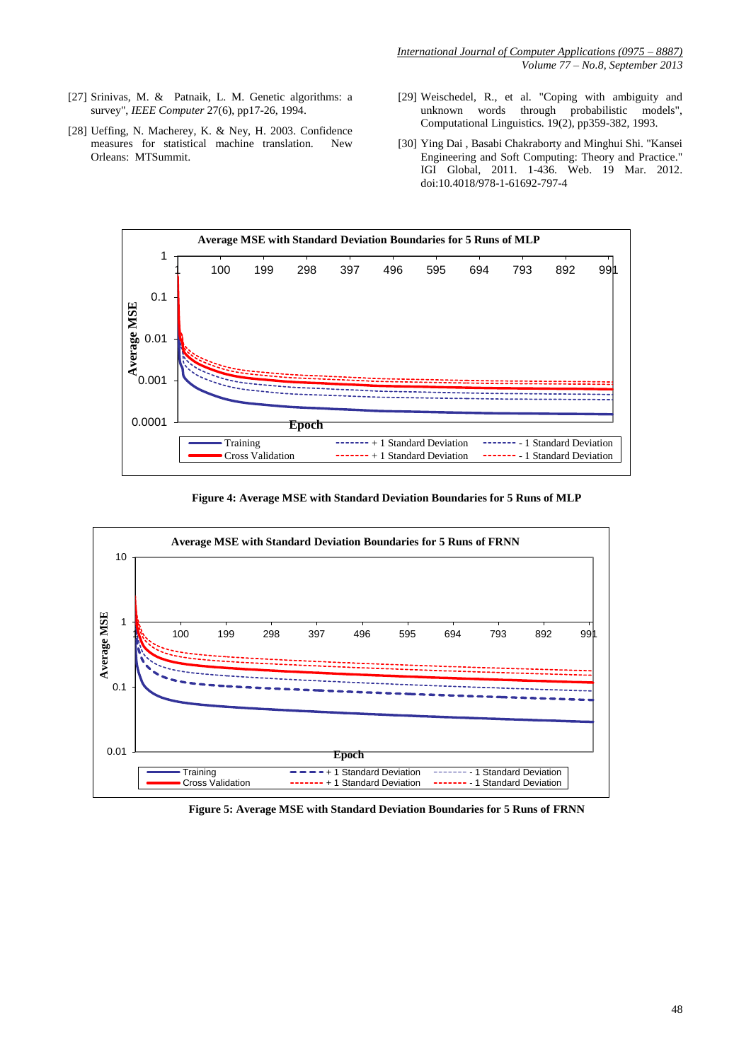[27] Srinivas, M. & Patnaik, L. M. Genetic algorithms: a survey", *IEEE Computer* 27(6), pp17-26, 1994.

[28] Ueffing, N. Macherey, K. & Ney, H. 2003. Confidence measures for statistical machine translation. New Orleans: MTSummit.

[29] Weischedel, R., et al. "Coping with ambiguity and unknown words through probabilistic models", Computational Linguistics. 19(2), pp359-382, 1993.

[30] Ying Dai , Basabi Chakraborty and Minghui Shi. "Kansei Engineering and Soft Computing: Theory and Practice." IGI Global, 2011. 1-436. Web. 19 Mar. 2012. doi:10.4018/978-1-61692-797-4

**Figure 4: Average MSE with Standard Deviation Boundaries for 5 Runs of MLP**

**Figure 5: Average MSE with Standard Deviation Boundaries for 5 Runs of FRNN**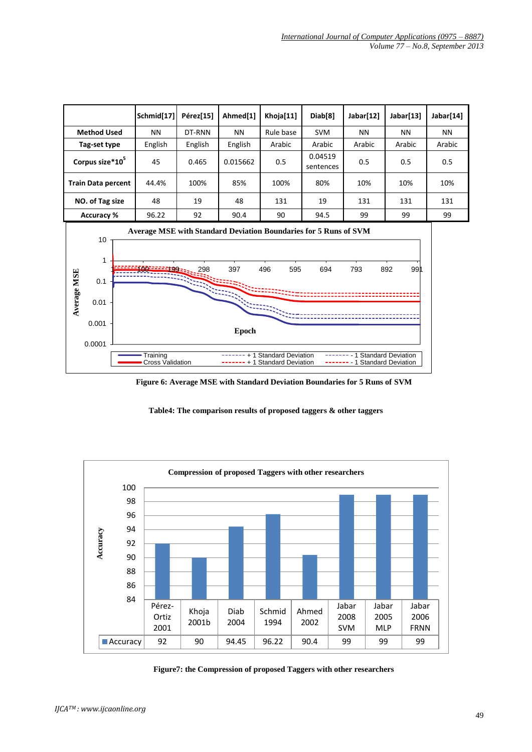| | Schmid[17] | Pérez[15] | Ahmed[1] | Khoja[11] | Diab[8] | Jabar[12] | Jabar[13] | Jabar[14] |
|---|---|---|---|---|---|---|---|---|
| **Method Used** | NN | DT-RNN | NN | Rule base | SVM | NN | NN | NN |
| **Tag-set type** | English | English | English | Arabic | Arabic | Arabic | Arabic | Arabic |
| **Corpus size*$10^5$** | 45 | 0.465 | 0.015662 | 0.5 | 0.04519 sentences | 0.5 | 0.5 | 0.5 |
| **Train Data percent** | 44.4% | 100% | 85% | 100% | 80% | 10% | 10% | 10% |
| **NO. of Tag size** | 48 | 19 | 48 | 131 | 19 | 131 | 131 | 131 |
| **Accuracy %** | 96.22 | 92 | 90.4 | 90 | 94.5 | 99 | 99 | 99 |

Average MSE with Standard Deviation Boundaries for 5 Runs of SVM

Average MSE

10
1
0.1
0.01
0.001
0.0001

1 100 199 298 397 496 595 694 793 892 991

Epoch

Training
Cross Validation
+ 1 Standard Deviation
+ 1 Standard Deviation
- 1 Standard Deviation
- 1 Standard Deviation

**Figure 6: Average MSE with Standard Deviation Boundaries for 5 Runs of SVM**

**Table4: The comparison results of proposed taggers & other taggers**

Compression of proposed Taggers with other researchers

Accuracy

100
98
96
94
92
90
88
86
84

Pérez-Ortiz 2001 | Khoja 2001b | Diab 2004 | Schmid 1994 | Ahmed 2002 | Jabar 2008 SVM | Jabar 2005 MLP | Jabar 2006 FRNN

Accuracy | 92 | 90 | 94.45 | 96.22 | 90.4 | 99 | 99 | 99

**Figure7: the Compression of proposed Taggers with other researchers**